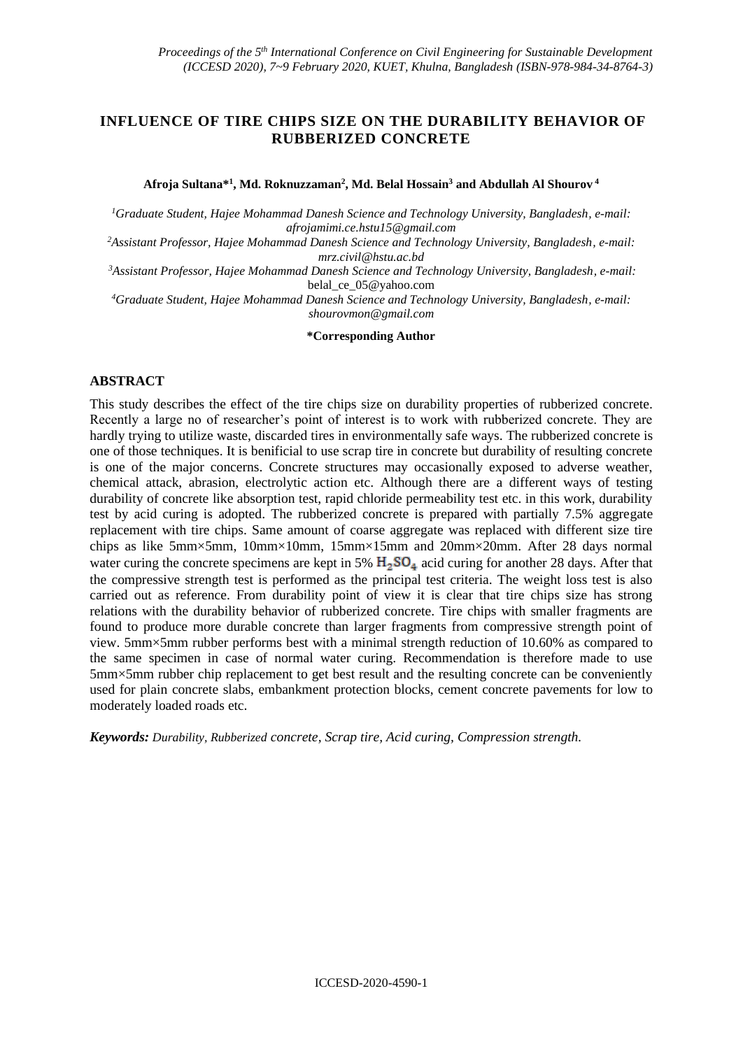# INFLUENCE OF TIRE CHIPS SIZE ON THE DURABILITY BEHAVIOR OF RUBBERIZED CONCRETE

**Afroja Sultana*[1], Md. Roknuzzaman[2], Md. Belal Hossain[3] and Abdullah Al Shourov[4]**

[1]*Graduate Student, Hajee Mohammad Danesh Science and Technology University, Bangladesh, e-mail: afrojamimi.ce.hstu15@gmail.com*

[2]*Assistant Professor, Hajee Mohammad Danesh Science and Technology University, Bangladesh, e-mail: mrz.civil@hstu.ac.bd*

[3]*Assistant Professor, Hajee Mohammad Danesh Science and Technology University, Bangladesh, e-mail:* belal_ce_05@yahoo.com

[4]*Graduate Student, Hajee Mohammad Danesh Science and Technology University, Bangladesh, e-mail: shourovmon@gmail.com*

**\*Corresponding Author**

## ABSTRACT

This study describes the effect of the tire chips size on durability properties of rubberized concrete. Recently a large no of researcher's point of interest is to work with rubberized concrete. They are hardly trying to utilize waste, discarded tires in environmentally safe ways. The rubberized concrete is one of those techniques. It is benificial to use scrap tire in concrete but durability of resulting concrete is one of the major concerns. Concrete structures may occasionally exposed to adverse weather, chemical attack, abrasion, electrolytic action etc. Although there are a different ways of testing durability of concrete like absorption test, rapid chloride permeability test etc. in this work, durability test by acid curing is adopted. The rubberized concrete is prepared with partially 7.5% aggregate replacement with tire chips. Same amount of coarse aggregate was replaced with different size tire chips as like 5mm×5mm, 10mm×10mm, 15mm×15mm and 20mm×20mm. After 28 days normal water curing the concrete specimens are kept in 5% $H_2SO_4$ acid curing for another 28 days. After that the compressive strength test is performed as the principal test criteria. The weight loss test is also carried out as reference. From durability point of view it is clear that tire chips size has strong relations with the durability behavior of rubberized concrete. Tire chips with smaller fragments are found to produce more durable concrete than larger fragments from compressive strength point of view. 5mm×5mm rubber performs best with a minimal strength reduction of 10.60% as compared to the same specimen in case of normal water curing. Recommendation is therefore made to use 5mm×5mm rubber chip replacement to get best result and the resulting concrete can be conveniently used for plain concrete slabs, embankment protection blocks, cement concrete pavements for low to moderately loaded roads etc.

***Keywords:*** *Durability, Rubberized concrete, Scrap tire, Acid curing, Compression strength.*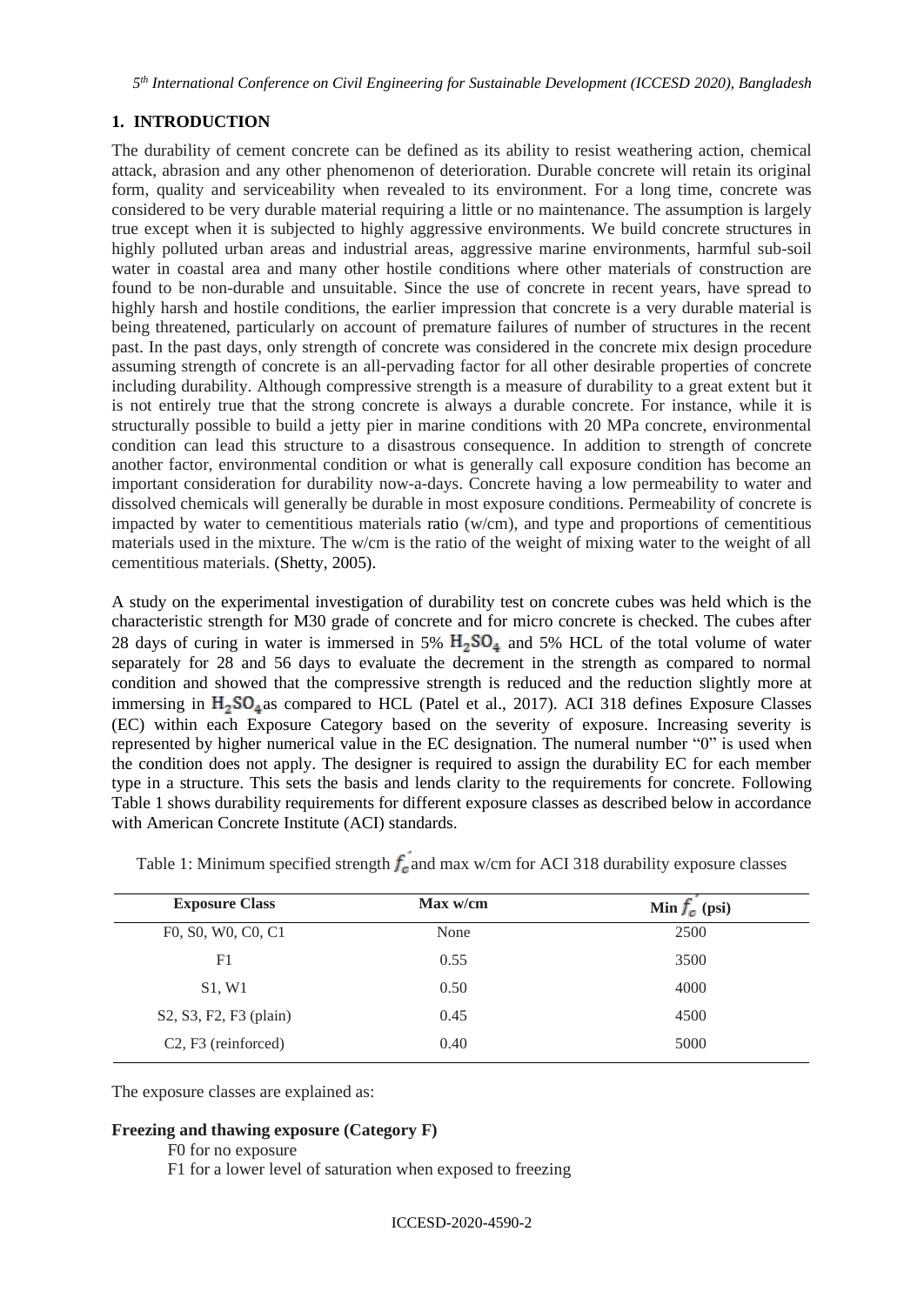## 1. INTRODUCTION

The durability of cement concrete can be defined as its ability to resist weathering action, chemical attack, abrasion and any other phenomenon of deterioration. Durable concrete will retain its original form, quality and serviceability when revealed to its environment. For a long time, concrete was considered to be very durable material requiring a little or no maintenance. The assumption is largely true except when it is subjected to highly aggressive environments. We build concrete structures in highly polluted urban areas and industrial areas, aggressive marine environments, harmful sub-soil water in coastal area and many other hostile conditions where other materials of construction are found to be non-durable and unsuitable. Since the use of concrete in recent years, have spread to highly harsh and hostile conditions, the earlier impression that concrete is a very durable material is being threatened, particularly on account of premature failures of number of structures in the recent past. In the past days, only strength of concrete was considered in the concrete mix design procedure assuming strength of concrete is an all-pervading factor for all other desirable properties of concrete including durability. Although compressive strength is a measure of durability to a great extent but it is not entirely true that the strong concrete is always a durable concrete. For instance, while it is structurally possible to build a jetty pier in marine conditions with 20 MPa concrete, environmental condition can lead this structure to a disastrous consequence. In addition to strength of concrete another factor, environmental condition or what is generally call exposure condition has become an important consideration for durability now-a-days. Concrete having a low permeability to water and dissolved chemicals will generally be durable in most exposure conditions. Permeability of concrete is impacted by water to cementitious materials ratio (w/cm), and type and proportions of cementitious materials used in the mixture. The w/cm is the ratio of the weight of mixing water to the weight of all cementitious materials. (Shetty, 2005).

A study on the experimental investigation of durability test on concrete cubes was held which is the characteristic strength for M30 grade of concrete and for micro concrete is checked. The cubes after 28 days of curing in water is immersed in 5% $H_2SO_4$ and 5% HCL of the total volume of water separately for 28 and 56 days to evaluate the decrement in the strength as compared to normal condition and showed that the compressive strength is reduced and the reduction slightly more at immersing in $H_2SO_4$ as compared to HCL (Patel et al., 2017). ACI 318 defines Exposure Classes (EC) within each Exposure Category based on the severity of exposure. Increasing severity is represented by higher numerical value in the EC designation. The numeral number "0" is used when the condition does not apply. The designer is required to assign the durability EC for each member type in a structure. This sets the basis and lends clarity to the requirements for concrete. Following Table 1 shows durability requirements for different exposure classes as described below in accordance with American Concrete Institute (ACI) standards.

Table 1: Minimum specified strength $f_c'$ and max w/cm for ACI 318 durability exposure classes

| Exposure Class | Max w/cm | Min $f_c'$ (psi) |
| --- | --- | --- |
| F0, S0, W0, C0, C1 | None | 2500 |
| F1 | 0.55 | 3500 |
| S1, W1 | 0.50 | 4000 |
| S2, S3, F2, F3 (plain) | 0.45 | 4500 |
| C2, F3 (reinforced) | 0.40 | 5000 |

The exposure classes are explained as:

**Freezing and thawing exposure (Category F)**

F0 for no exposure

F1 for a lower level of saturation when exposed to freezing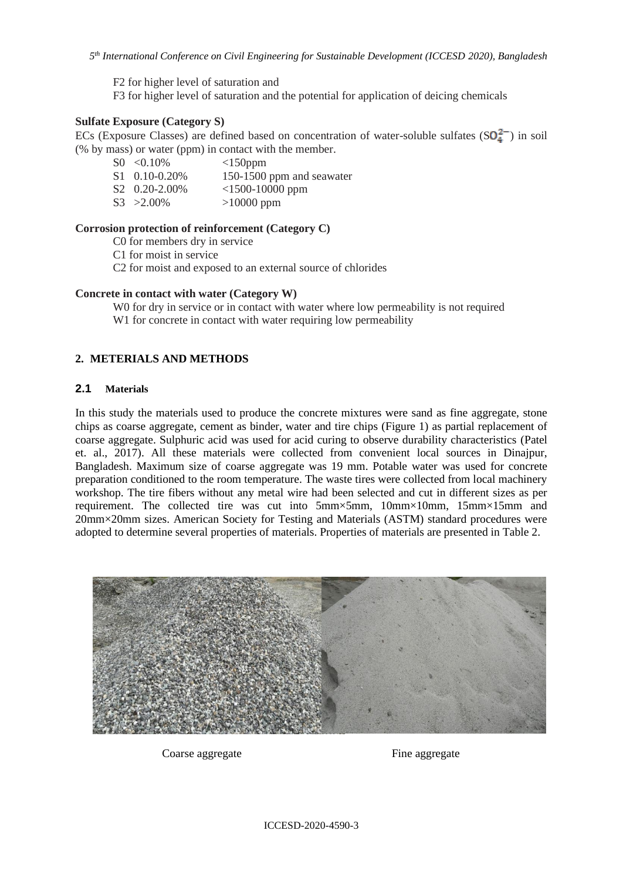F2 for higher level of saturation and

F3 for higher level of saturation and the potential for application of deicing chemicals

**Sulfate Exposure (Category S)**

ECs (Exposure Classes) are defined based on concentration of water-soluble sulfates ($SO_4^{2-}$) in soil (% by mass) or water (ppm) in contact with the member.

| | | |
|---|---|---|
| S0 | <0.10% | <150ppm |
| S1 | 0.10-0.20% | 150-1500 ppm and seawater |
| S2 | 0.20-2.00% | <1500-10000 ppm |
| S3 | >2.00% | >10000 ppm |

**Corrosion protection of reinforcement (Category C)**

C0 for members dry in service

C1 for moist in service

C2 for moist and exposed to an external source of chlorides

**Concrete in contact with water (Category W)**

W0 for dry in service or in contact with water where low permeability is not required

W1 for concrete in contact with water requiring low permeability

## 2. METERIALS AND METHODS

### 2.1 Materials

In this study the materials used to produce the concrete mixtures were sand as fine aggregate, stone chips as coarse aggregate, cement as binder, water and tire chips (Figure 1) as partial replacement of coarse aggregate. Sulphuric acid was used for acid curing to observe durability characteristics (Patel et. al., 2017). All these materials were collected from convenient local sources in Dinajpur, Bangladesh. Maximum size of coarse aggregate was 19 mm. Potable water was used for concrete preparation conditioned to the room temperature. The waste tires were collected from local machinery workshop. The tire fibers without any metal wire had been selected and cut in different sizes as per requirement. The collected tire was cut into 5mm×5mm, 10mm×10mm, 15mm×15mm and 20mm×20mm sizes. American Society for Testing and Materials (ASTM) standard procedures were adopted to determine several properties of materials. Properties of materials are presented in Table 2.

Coarse aggregate Fine aggregate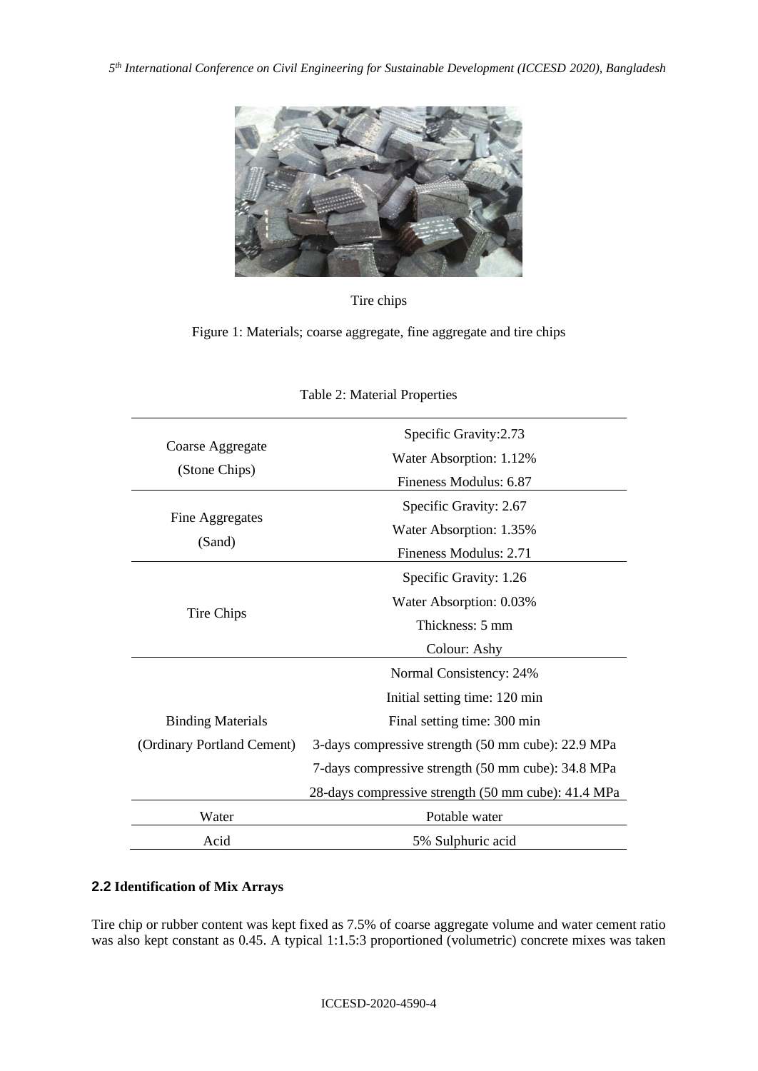Tire chips

Figure 1: Materials; coarse aggregate, fine aggregate and tire chips

Table 2: Material Properties

| | |
|---|---|
| Coarse Aggregate (Stone Chips) | Specific Gravity:2.73 |
| | Water Absorption: 1.12% |
| | Fineness Modulus: 6.87 |
| Fine Aggregates (Sand) | Specific Gravity: 2.67 |
| | Water Absorption: 1.35% |
| | Fineness Modulus: 2.71 |
| Tire Chips | Specific Gravity: 1.26 |
| | Water Absorption: 0.03% |
| | Thickness: 5 mm |
| | Colour: Ashy |
| Binding Materials (Ordinary Portland Cement) | Normal Consistency: 24% |
| | Initial setting time: 120 min |
| | Final setting time: 300 min |
| | 3-days compressive strength (50 mm cube): 22.9 MPa |
| | 7-days compressive strength (50 mm cube): 34.8 MPa |
| | 28-days compressive strength (50 mm cube): 41.4 MPa |
| Water | Potable water |
| Acid | 5% Sulphuric acid |

## 2.2 Identification of Mix Arrays

Tire chip or rubber content was kept fixed as 7.5% of coarse aggregate volume and water cement ratio was also kept constant as 0.45. A typical 1:1.5:3 proportioned (volumetric) concrete mixes was taken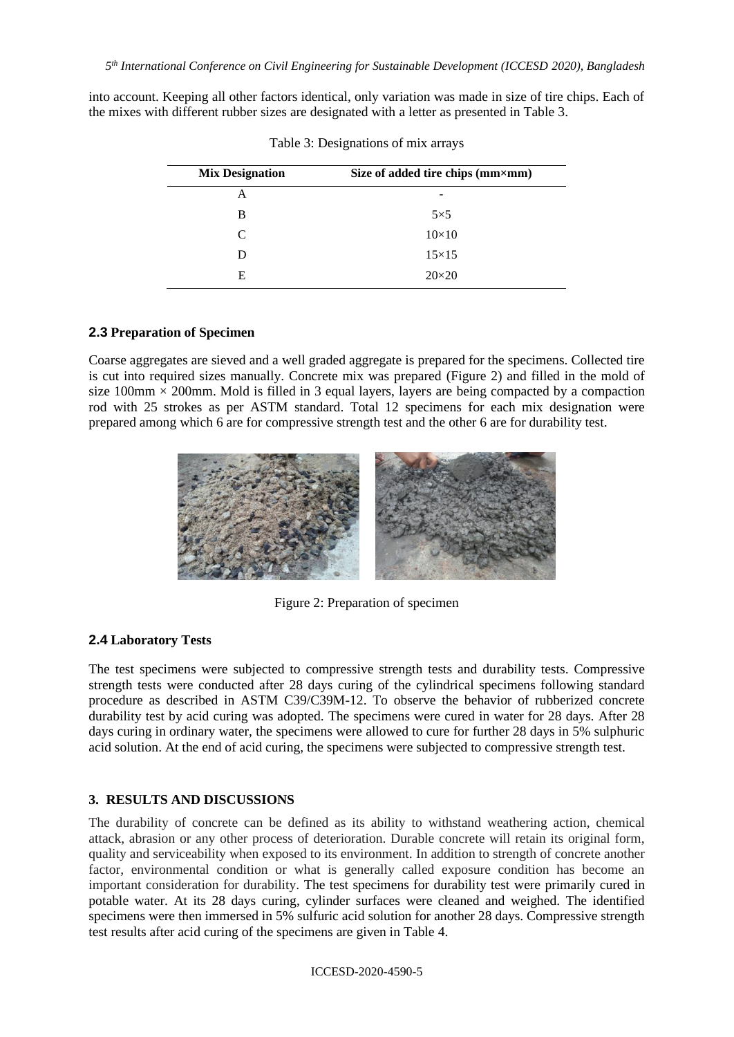into account. Keeping all other factors identical, only variation was made in size of tire chips. Each of the mixes with different rubber sizes are designated with a letter as presented in Table 3.

Table 3: Designations of mix arrays

| Mix Designation | Size of added tire chips (mm×mm) |
|---|---|
| A | - |
| B | 5×5 |
| C | 10×10 |
| D | 15×15 |
| E | 20×20 |

### 2.3 Preparation of Specimen

Coarse aggregates are sieved and a well graded aggregate is prepared for the specimens. Collected tire is cut into required sizes manually. Concrete mix was prepared (Figure 2) and filled in the mold of size 100mm × 200mm. Mold is filled in 3 equal layers, layers are being compacted by a compaction rod with 25 strokes as per ASTM standard. Total 12 specimens for each mix designation were prepared among which 6 are for compressive strength test and the other 6 are for durability test.

Figure 2: Preparation of specimen

### 2.4 Laboratory Tests

The test specimens were subjected to compressive strength tests and durability tests. Compressive strength tests were conducted after 28 days curing of the cylindrical specimens following standard procedure as described in ASTM C39/C39M-12. To observe the behavior of rubberized concrete durability test by acid curing was adopted. The specimens were cured in water for 28 days. After 28 days curing in ordinary water, the specimens were allowed to cure for further 28 days in 5% sulphuric acid solution. At the end of acid curing, the specimens were subjected to compressive strength test.

## 3. RESULTS AND DISCUSSIONS

The durability of concrete can be defined as its ability to withstand weathering action, chemical attack, abrasion or any other process of deterioration. Durable concrete will retain its original form, quality and serviceability when exposed to its environment. In addition to strength of concrete another factor, environmental condition or what is generally called exposure condition has become an important consideration for durability. The test specimens for durability test were primarily cured in potable water. At its 28 days curing, cylinder surfaces were cleaned and weighed. The identified specimens were then immersed in 5% sulfuric acid solution for another 28 days. Compressive strength test results after acid curing of the specimens are given in Table 4.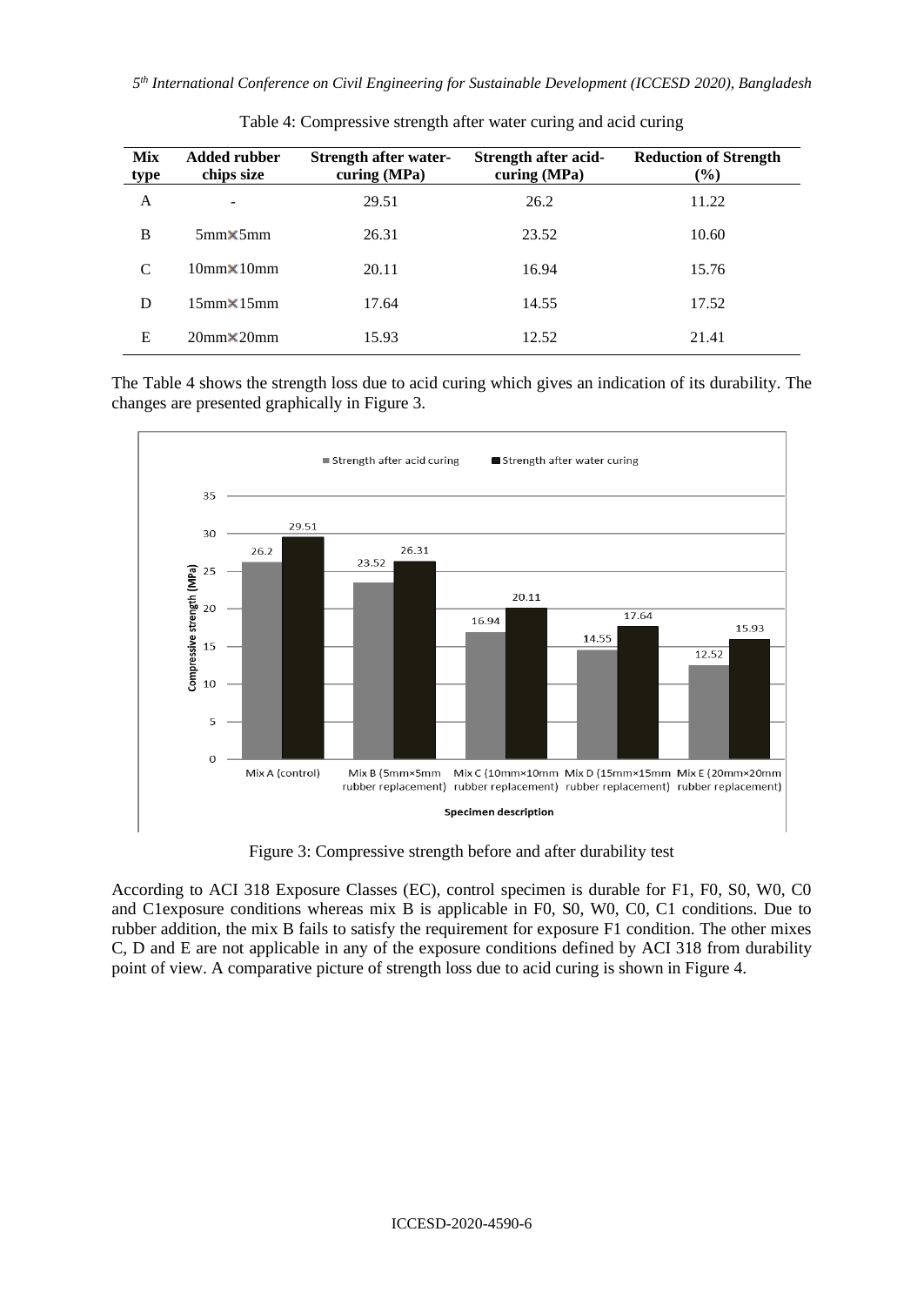Table 4: Compressive strength after water curing and acid curing

| Mix type | Added rubber chips size | Strength after water-curing (MPa) | Strength after acid-curing (MPa) | Reduction of Strength (%) |
|---|---|---|---|---|
| A | - | 29.51 | 26.2 | 11.22 |
| B | 5mm×5mm | 26.31 | 23.52 | 10.60 |
| C | 10mm×10mm | 20.11 | 16.94 | 15.76 |
| D | 15mm×15mm | 17.64 | 14.55 | 17.52 |
| E | 20mm×20mm | 15.93 | 12.52 | 21.41 |

The Table 4 shows the strength loss due to acid curing which gives an indication of its durability. The changes are presented graphically in Figure 3.

Figure 3: Compressive strength before and after durability test

According to ACI 318 Exposure Classes (EC), control specimen is durable for F1, F0, S0, W0, C0 and C1exposure conditions whereas mix B is applicable in F0, S0, W0, C0, C1 conditions. Due to rubber addition, the mix B fails to satisfy the requirement for exposure F1 condition. The other mixes C, D and E are not applicable in any of the exposure conditions defined by ACI 318 from durability point of view. A comparative picture of strength loss due to acid curing is shown in Figure 4.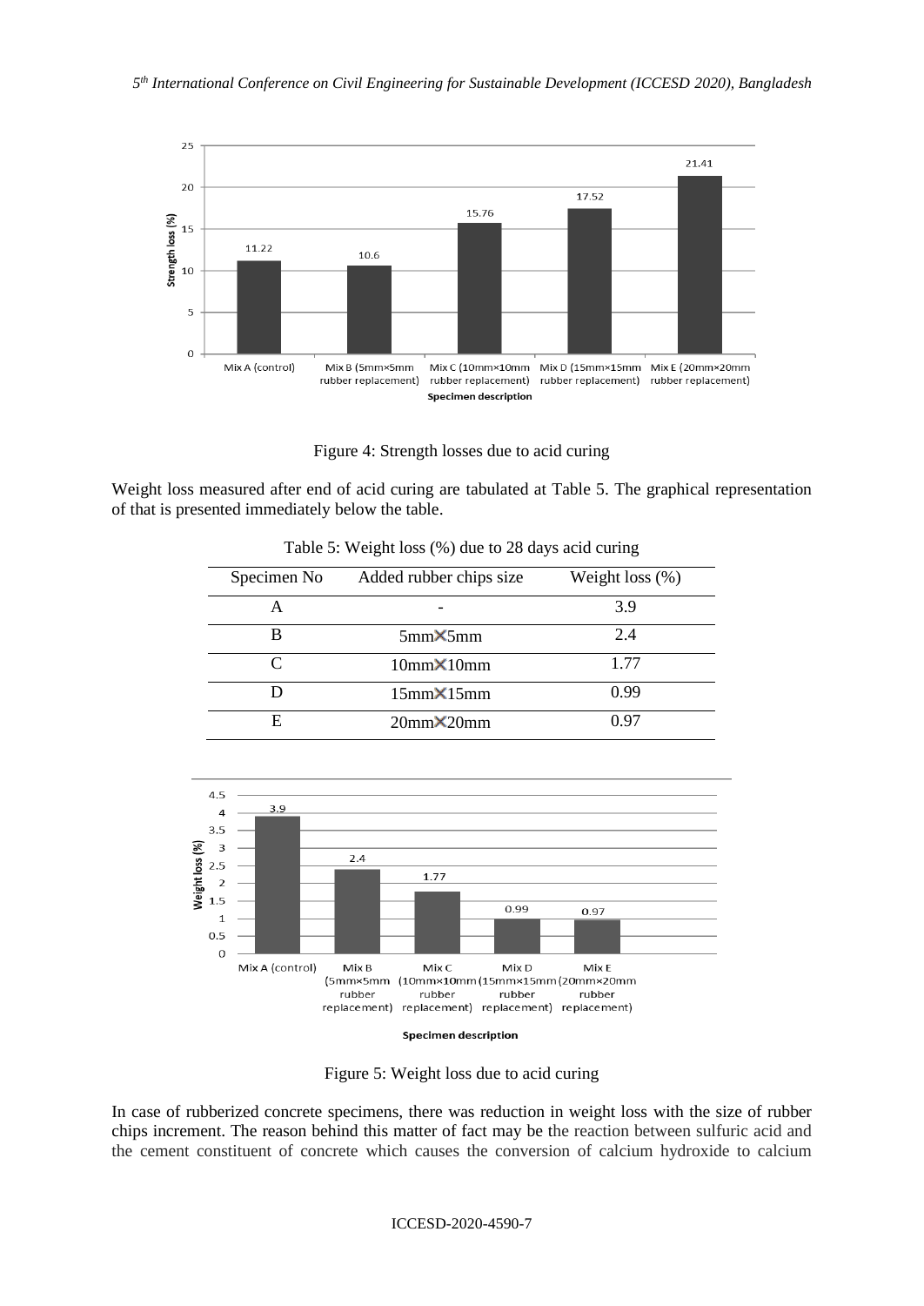Figure 4: Strength losses due to acid curing

Weight loss measured after end of acid curing are tabulated at Table 5. The graphical representation of that is presented immediately below the table.

Table 5: Weight loss (%) due to 28 days acid curing

| Specimen No | Added rubber chips size | Weight loss (%) |
|---|---|---|
| A | - | 3.9 |
| B | 5mm×5mm | 2.4 |
| C | 10mm×10mm | 1.77 |
| D | 15mm×15mm | 0.99 |
| E | 20mm×20mm | 0.97 |

Figure 5: Weight loss due to acid curing

In case of rubberized concrete specimens, there was reduction in weight loss with the size of rubber chips increment. The reason behind this matter of fact may be the reaction between sulfuric acid and the cement constituent of concrete which causes the conversion of calcium hydroxide to calcium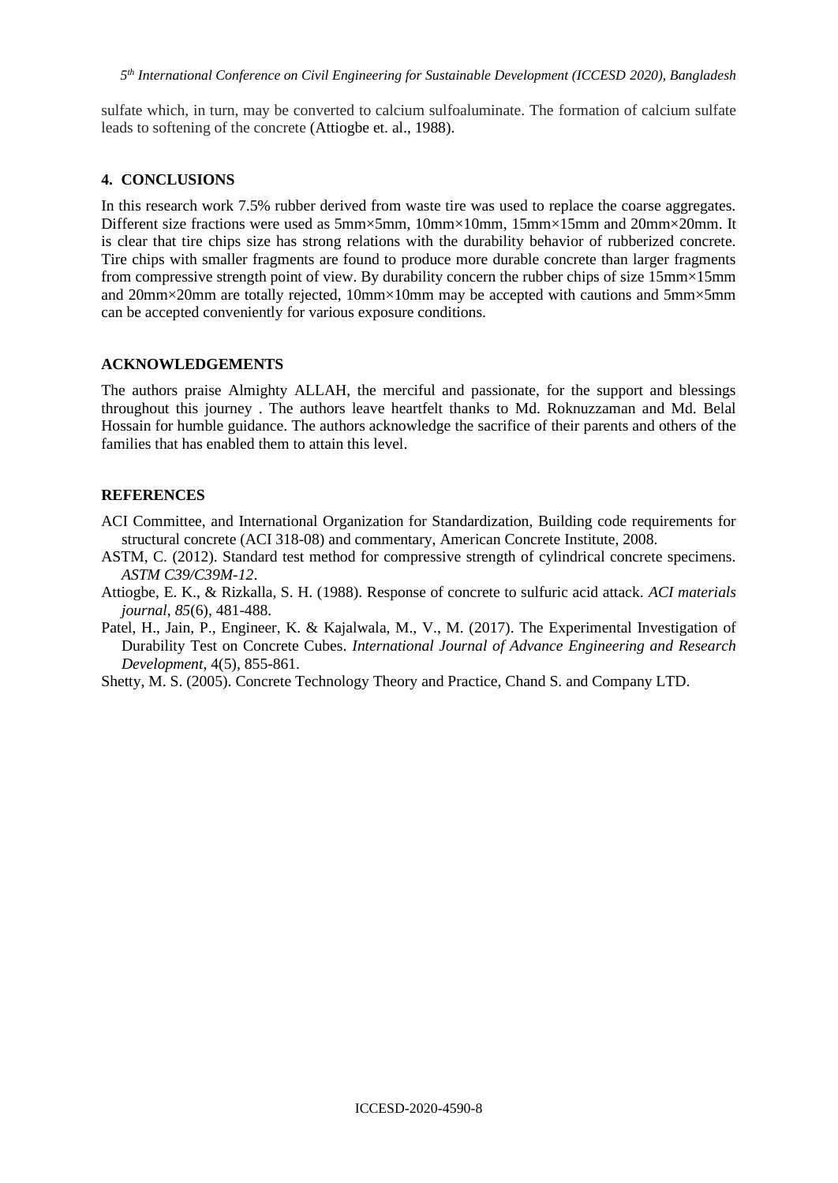sulfate which, in turn, may be converted to calcium sulfoaluminate. The formation of calcium sulfate leads to softening of the concrete (Attiogbe et. al., 1988).

## 4. CONCLUSIONS

In this research work 7.5% rubber derived from waste tire was used to replace the coarse aggregates. Different size fractions were used as 5mm×5mm, 10mm×10mm, 15mm×15mm and 20mm×20mm. It is clear that tire chips size has strong relations with the durability behavior of rubberized concrete. Tire chips with smaller fragments are found to produce more durable concrete than larger fragments from compressive strength point of view. By durability concern the rubber chips of size 15mm×15mm and 20mm×20mm are totally rejected, 10mm×10mm may be accepted with cautions and 5mm×5mm can be accepted conveniently for various exposure conditions.

## ACKNOWLEDGEMENTS

The authors praise Almighty ALLAH, the merciful and passionate, for the support and blessings throughout this journey . The authors leave heartfelt thanks to Md. Roknuzzaman and Md. Belal Hossain for humble guidance. The authors acknowledge the sacrifice of their parents and others of the families that has enabled them to attain this level.

## REFERENCES

ACI Committee, and International Organization for Standardization, Building code requirements for structural concrete (ACI 318-08) and commentary, American Concrete Institute, 2008.

ASTM, C. (2012). Standard test method for compressive strength of cylindrical concrete specimens. *ASTM C39/C39M-12*.

Attiogbe, E. K., & Rizkalla, S. H. (1988). Response of concrete to sulfuric acid attack. *ACI materials journal*, *85*(6), 481-488.

Patel, H., Jain, P., Engineer, K. & Kajalwala, M., V., M. (2017). The Experimental Investigation of Durability Test on Concrete Cubes. *International Journal of Advance Engineering and Research Development*, 4(5), 855-861.

Shetty, M. S. (2005). Concrete Technology Theory and Practice, Chand S. and Company LTD.